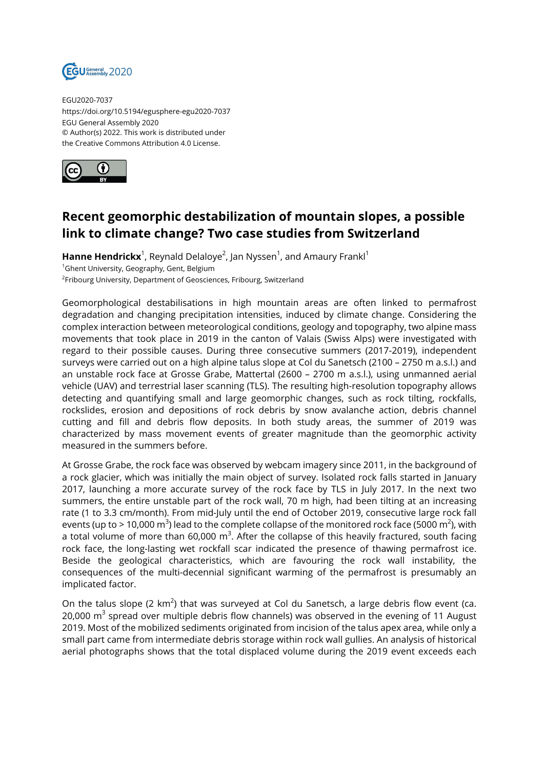EGU2020-7037
https://doi.org/10.5194/egusphere-egu2020-7037
EGU General Assembly 2020
© Author(s) 2022. This work is distributed under
the Creative Commons Attribution 4.0 License.

# Recent geomorphic destabilization of mountain slopes, a possible link to climate change? Two case studies from Switzerland

**Hanne Hendrickx**[1], Reynald Delaloye[2], Jan Nyssen[1], and Amaury Frankl[1]

[1]Ghent University, Geography, Gent, Belgium
[2]Fribourg University, Department of Geosciences, Fribourg, Switzerland

Geomorphological destabilisations in high mountain areas are often linked to permafrost degradation and changing precipitation intensities, induced by climate change. Considering the complex interaction between meteorological conditions, geology and topography, two alpine mass movements that took place in 2019 in the canton of Valais (Swiss Alps) were investigated with regard to their possible causes. During three consecutive summers (2017-2019), independent surveys were carried out on a high alpine talus slope at Col du Sanetsch (2100 – 2750 m a.s.l.) and an unstable rock face at Grosse Grabe, Mattertal (2600 – 2700 m a.s.l.), using unmanned aerial vehicle (UAV) and terrestrial laser scanning (TLS). The resulting high-resolution topography allows detecting and quantifying small and large geomorphic changes, such as rock tilting, rockfalls, rockslides, erosion and depositions of rock debris by snow avalanche action, debris channel cutting and fill and debris flow deposits. In both study areas, the summer of 2019 was characterized by mass movement events of greater magnitude than the geomorphic activity measured in the summers before.

At Grosse Grabe, the rock face was observed by webcam imagery since 2011, in the background of a rock glacier, which was initially the main object of survey. Isolated rock falls started in January 2017, launching a more accurate survey of the rock face by TLS in July 2017. In the next two summers, the entire unstable part of the rock wall, 70 m high, had been tilting at an increasing rate (1 to 3.3 cm/month). From mid-July until the end of October 2019, consecutive large rock fall events (up to > 10,000 $m^3$) lead to the complete collapse of the monitored rock face (5000 $m^2$), with a total volume of more than 60,000 $m^3$. After the collapse of this heavily fractured, south facing rock face, the long-lasting wet rockfall scar indicated the presence of thawing permafrost ice. Beside the geological characteristics, which are favouring the rock wall instability, the consequences of the multi-decennial significant warming of the permafrost is presumably an implicated factor.

On the talus slope (2 $km^2$) that was surveyed at Col du Sanetsch, a large debris flow event (ca. 20,000 $m^3$ spread over multiple debris flow channels) was observed in the evening of 11 August 2019. Most of the mobilized sediments originated from incision of the talus apex area, while only a small part came from intermediate debris storage within rock wall gullies. An analysis of historical aerial photographs shows that the total displaced volume during the 2019 event exceeds each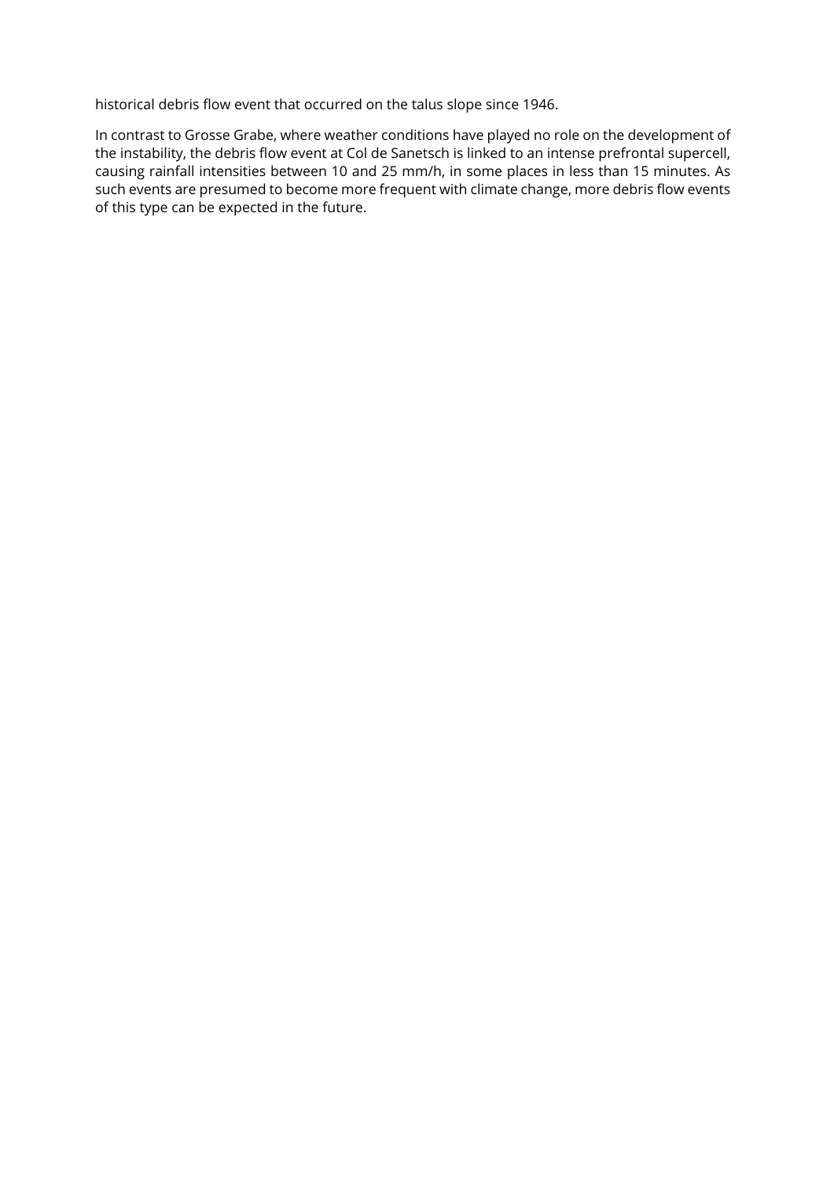historical debris flow event that occurred on the talus slope since 1946.

In contrast to Grosse Grabe, where weather conditions have played no role on the development of the instability, the debris flow event at Col de Sanetsch is linked to an intense prefrontal supercell, causing rainfall intensities between 10 and 25 mm/h, in some places in less than 15 minutes. As such events are presumed to become more frequent with climate change, more debris flow events of this type can be expected in the future.